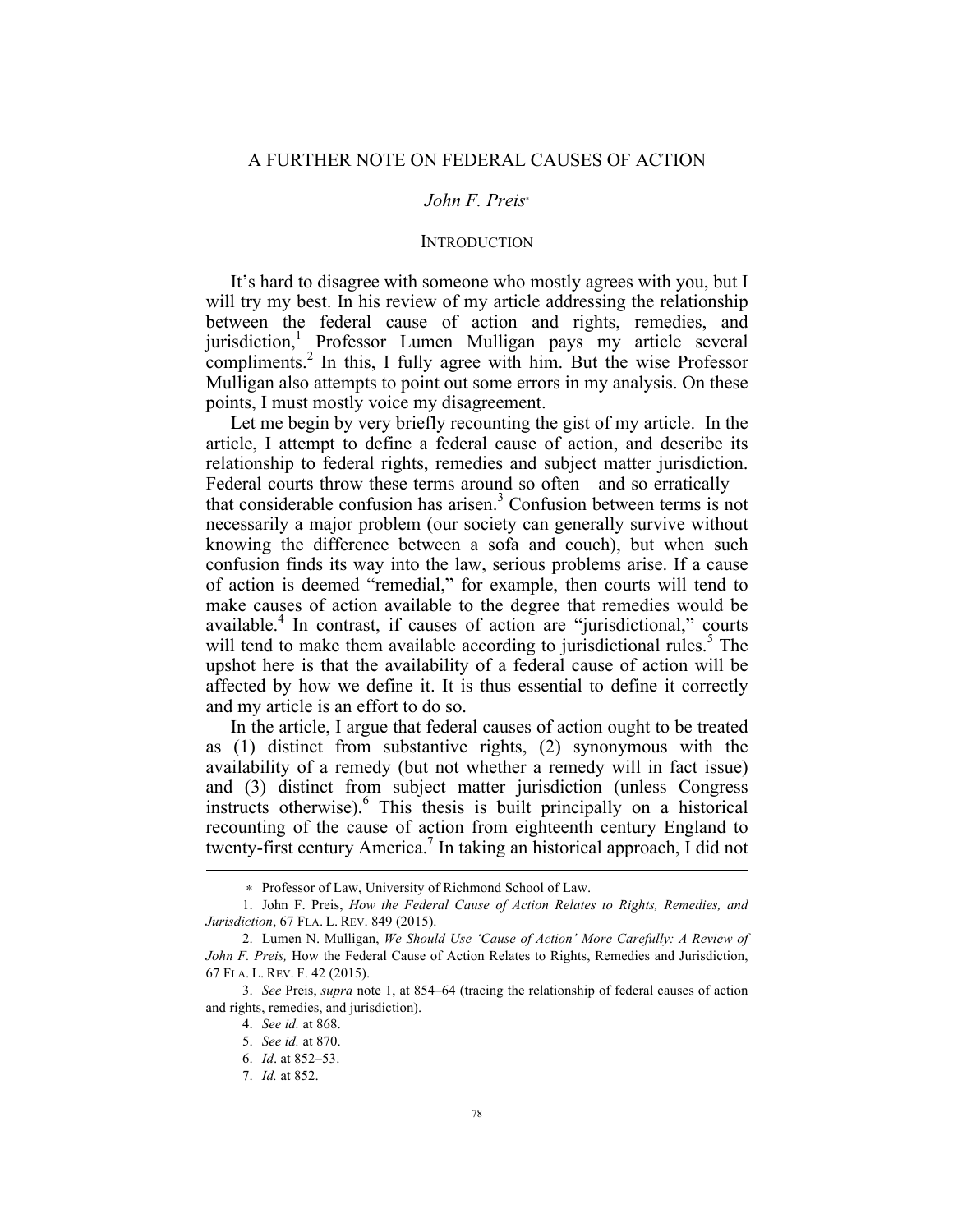# A FURTHER NOTE ON FEDERAL CAUSES OF ACTION

*John F. Preis*[∗]

## INTRODUCTION

It's hard to disagree with someone who mostly agrees with you, but I will try my best. In his review of my article addressing the relationship between the federal cause of action and rights, remedies, and jurisdiction,[1] Professor Lumen Mulligan pays my article several compliments.[2] In this, I fully agree with him. But the wise Professor Mulligan also attempts to point out some errors in my analysis. On these points, I must mostly voice my disagreement.

Let me begin by very briefly recounting the gist of my article. In the article, I attempt to define a federal cause of action, and describe its relationship to federal rights, remedies and subject matter jurisdiction. Federal courts throw these terms around so often—and so erratically—that considerable confusion has arisen.[3] Confusion between terms is not necessarily a major problem (our society can generally survive without knowing the difference between a sofa and couch), but when such confusion finds its way into the law, serious problems arise. If a cause of action is deemed "remedial," for example, then courts will tend to make causes of action available to the degree that remedies would be available.[4] In contrast, if causes of action are "jurisdictional," courts will tend to make them available according to jurisdictional rules.[5] The upshot here is that the availability of a federal cause of action will be affected by how we define it. It is thus essential to define it correctly and my article is an effort to do so.

In the article, I argue that federal causes of action ought to be treated as (1) distinct from substantive rights, (2) synonymous with the availability of a remedy (but not whether a remedy will in fact issue) and (3) distinct from subject matter jurisdiction (unless Congress instructs otherwise).[6] This thesis is built principally on a historical recounting of the cause of action from eighteenth century England to twenty-first century America.[7] In taking an historical approach, I did not

---

∗ Professor of Law, University of Richmond School of Law.

1. John F. Preis, *How the Federal Cause of Action Relates to Rights, Remedies, and Jurisdiction*, 67 FLA. L. REV. 849 (2015).

2. Lumen N. Mulligan, *We Should Use 'Cause of Action' More Carefully: A Review of John F. Preis,* How the Federal Cause of Action Relates to Rights, Remedies and Jurisdiction, 67 FLA. L. REV. F. 42 (2015).

3. *See* Preis, *supra* note 1, at 854–64 (tracing the relationship of federal causes of action and rights, remedies, and jurisdiction).

4. *See id.* at 868.

5. *See id.* at 870.

6. *Id*. at 852–53.

7. *Id.* at 852.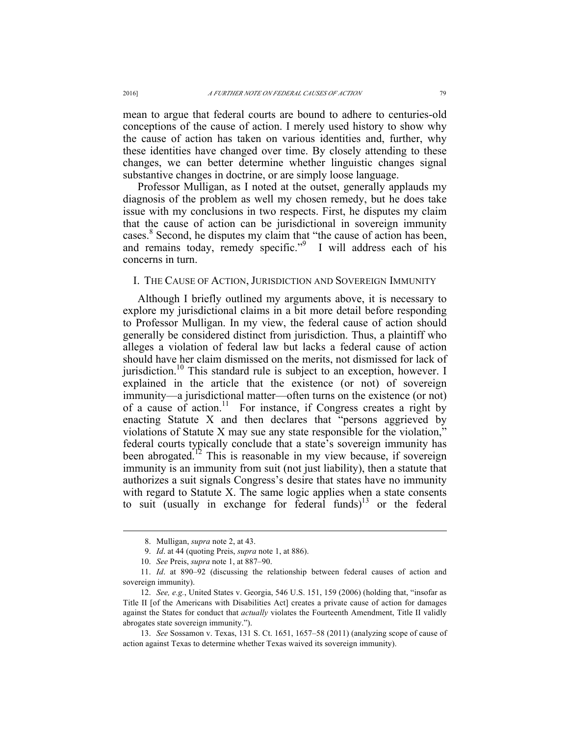mean to argue that federal courts are bound to adhere to centuries-old conceptions of the cause of action. I merely used history to show why the cause of action has taken on various identities and, further, why these identities have changed over time. By closely attending to these changes, we can better determine whether linguistic changes signal substantive changes in doctrine, or are simply loose language.

Professor Mulligan, as I noted at the outset, generally applauds my diagnosis of the problem as well my chosen remedy, but he does take issue with my conclusions in two respects. First, he disputes my claim that the cause of action can be jurisdictional in sovereign immunity cases.[8] Second, he disputes my claim that "the cause of action has been, and remains today, remedy specific."[9] I will address each of his concerns in turn.

## I. THE CAUSE OF ACTION, JURISDICTION AND SOVEREIGN IMMUNITY

Although I briefly outlined my arguments above, it is necessary to explore my jurisdictional claims in a bit more detail before responding to Professor Mulligan. In my view, the federal cause of action should generally be considered distinct from jurisdiction. Thus, a plaintiff who alleges a violation of federal law but lacks a federal cause of action should have her claim dismissed on the merits, not dismissed for lack of jurisdiction.[10] This standard rule is subject to an exception, however. I explained in the article that the existence (or not) of sovereign immunity—a jurisdictional matter—often turns on the existence (or not) of a cause of action.[11] For instance, if Congress creates a right by enacting Statute X and then declares that "persons aggrieved by violations of Statute X may sue any state responsible for the violation," federal courts typically conclude that a state's sovereign immunity has been abrogated.[12] This is reasonable in my view because, if sovereign immunity is an immunity from suit (not just liability), then a statute that authorizes a suit signals Congress's desire that states have no immunity with regard to Statute X. The same logic applies when a state consents to suit (usually in exchange for federal funds)[13] or the federal

---

8. Mulligan, *supra* note 2, at 43.

9. *Id*. at 44 (quoting Preis, *supra* note 1, at 886).

10. *See* Preis, *supra* note 1, at 887–90.

11. *Id*. at 890–92 (discussing the relationship between federal causes of action and sovereign immunity).

12. *See, e.g.*, United States v. Georgia, 546 U.S. 151, 159 (2006) (holding that, "insofar as Title II [of the Americans with Disabilities Act] creates a private cause of action for damages against the States for conduct that *actually* violates the Fourteenth Amendment, Title II validly abrogates state sovereign immunity.").

13. *See* Sossamon v. Texas, 131 S. Ct. 1651, 1657–58 (2011) (analyzing scope of cause of action against Texas to determine whether Texas waived its sovereign immunity).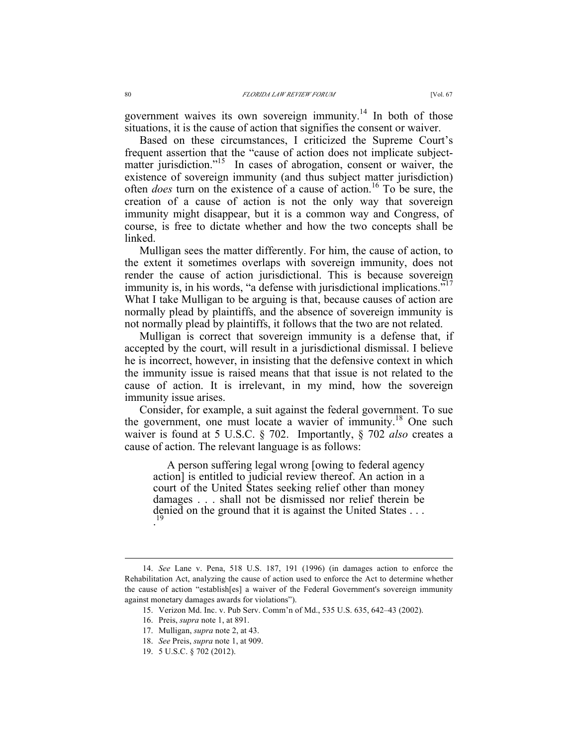government waives its own sovereign immunity.[14] In both of those situations, it is the cause of action that signifies the consent or waiver.

Based on these circumstances, I criticized the Supreme Court's frequent assertion that the "cause of action does not implicate subject-matter jurisdiction."[15] In cases of abrogation, consent or waiver, the existence of sovereign immunity (and thus subject matter jurisdiction) often *does* turn on the existence of a cause of action.[16] To be sure, the creation of a cause of action is not the only way that sovereign immunity might disappear, but it is a common way and Congress, of course, is free to dictate whether and how the two concepts shall be linked.

Mulligan sees the matter differently. For him, the cause of action, to the extent it sometimes overlaps with sovereign immunity, does not render the cause of action jurisdictional. This is because sovereign immunity is, in his words, "a defense with jurisdictional implications."[17] What I take Mulligan to be arguing is that, because causes of action are normally plead by plaintiffs, and the absence of sovereign immunity is not normally plead by plaintiffs, it follows that the two are not related.

Mulligan is correct that sovereign immunity is a defense that, if accepted by the court, will result in a jurisdictional dismissal. I believe he is incorrect, however, in insisting that the defensive context in which the immunity issue is raised means that that issue is not related to the cause of action. It is irrelevant, in my mind, how the sovereign immunity issue arises.

Consider, for example, a suit against the federal government. To sue the government, one must locate a wavier of immunity.[18] One such waiver is found at 5 U.S.C. § 702. Importantly, § 702 *also* creates a cause of action. The relevant language is as follows:

> A person suffering legal wrong [owing to federal agency action] is entitled to judicial review thereof. An action in a court of the United States seeking relief other than money damages . . . shall not be dismissed nor relief therein be denied on the ground that it is against the United States . . . .[19]

---

14. *See* Lane v. Pena, 518 U.S. 187, 191 (1996) (in damages action to enforce the Rehabilitation Act, analyzing the cause of action used to enforce the Act to determine whether the cause of action "establish[es] a waiver of the Federal Government's sovereign immunity against monetary damages awards for violations").

15. Verizon Md. Inc. v. Pub Serv. Comm'n of Md., 535 U.S. 635, 642–43 (2002).

16. Preis, *supra* note 1, at 891.

17. Mulligan, *supra* note 2, at 43.

18. *See* Preis, *supra* note 1, at 909.

19. 5 U.S.C. § 702 (2012).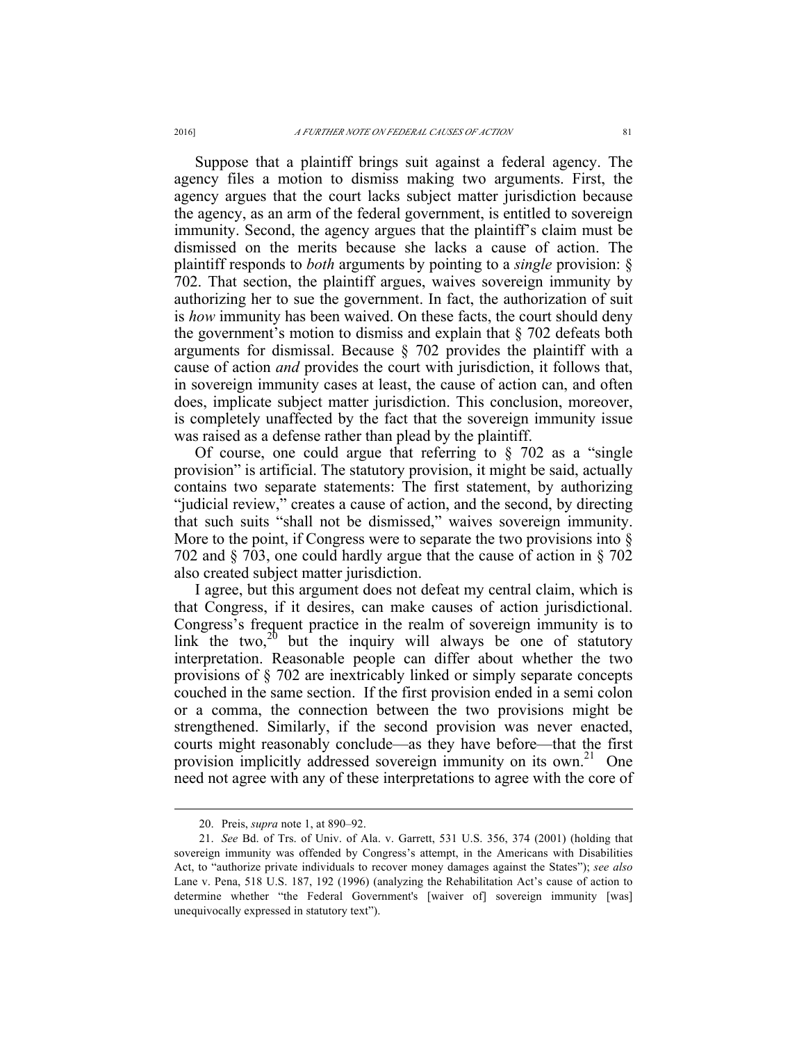Suppose that a plaintiff brings suit against a federal agency. The agency files a motion to dismiss making two arguments. First, the agency argues that the court lacks subject matter jurisdiction because the agency, as an arm of the federal government, is entitled to sovereign immunity. Second, the agency argues that the plaintiff's claim must be dismissed on the merits because she lacks a cause of action. The plaintiff responds to *both* arguments by pointing to a *single* provision: § 702. That section, the plaintiff argues, waives sovereign immunity by authorizing her to sue the government. In fact, the authorization of suit is *how* immunity has been waived. On these facts, the court should deny the government's motion to dismiss and explain that § 702 defeats both arguments for dismissal. Because § 702 provides the plaintiff with a cause of action *and* provides the court with jurisdiction, it follows that, in sovereign immunity cases at least, the cause of action can, and often does, implicate subject matter jurisdiction. This conclusion, moreover, is completely unaffected by the fact that the sovereign immunity issue was raised as a defense rather than plead by the plaintiff.

Of course, one could argue that referring to § 702 as a "single provision" is artificial. The statutory provision, it might be said, actually contains two separate statements: The first statement, by authorizing "judicial review," creates a cause of action, and the second, by directing that such suits "shall not be dismissed," waives sovereign immunity. More to the point, if Congress were to separate the two provisions into § 702 and § 703, one could hardly argue that the cause of action in § 702 also created subject matter jurisdiction.

I agree, but this argument does not defeat my central claim, which is that Congress, if it desires, can make causes of action jurisdictional. Congress's frequent practice in the realm of sovereign immunity is to link the two,[20] but the inquiry will always be one of statutory interpretation. Reasonable people can differ about whether the two provisions of § 702 are inextricably linked or simply separate concepts couched in the same section. If the first provision ended in a semi colon or a comma, the connection between the two provisions might be strengthened. Similarly, if the second provision was never enacted, courts might reasonably conclude—as they have before—that the first provision implicitly addressed sovereign immunity on its own.[21] One need not agree with any of these interpretations to agree with the core of

---

20. Preis, *supra* note 1, at 890–92.

21. *See* Bd. of Trs. of Univ. of Ala. v. Garrett, 531 U.S. 356, 374 (2001) (holding that sovereign immunity was offended by Congress's attempt, in the Americans with Disabilities Act, to "authorize private individuals to recover money damages against the States"); *see also* Lane v. Pena, 518 U.S. 187, 192 (1996) (analyzing the Rehabilitation Act's cause of action to determine whether "the Federal Government's [waiver of] sovereign immunity [was] unequivocally expressed in statutory text").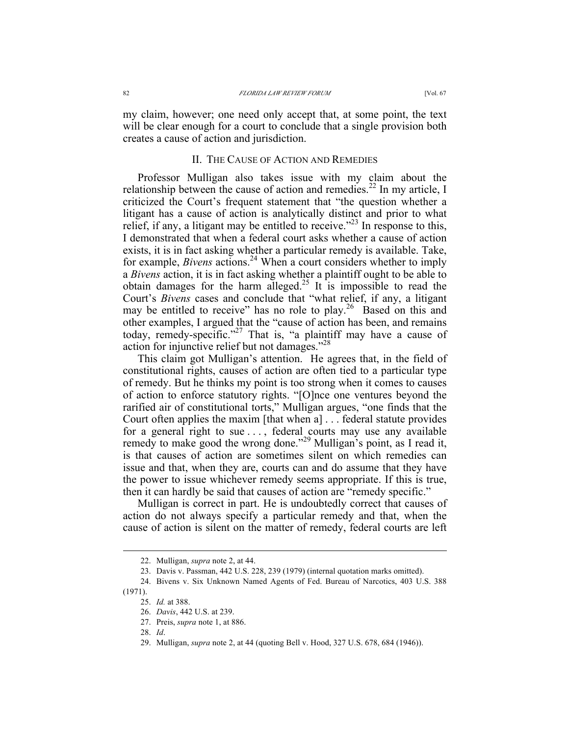my claim, however; one need only accept that, at some point, the text will be clear enough for a court to conclude that a single provision both creates a cause of action and jurisdiction.

## II. The Cause of Action and Remedies

Professor Mulligan also takes issue with my claim about the relationship between the cause of action and remedies.[22] In my article, I criticized the Court's frequent statement that "the question whether a litigant has a cause of action is analytically distinct and prior to what relief, if any, a litigant may be entitled to receive."[23] In response to this, I demonstrated that when a federal court asks whether a cause of action exists, it is in fact asking whether a particular remedy is available. Take, for example, *Bivens* actions.[24] When a court considers whether to imply a *Bivens* action, it is in fact asking whether a plaintiff ought to be able to obtain damages for the harm alleged.[25] It is impossible to read the Court's *Bivens* cases and conclude that "what relief, if any, a litigant may be entitled to receive" has no role to play.[26] Based on this and other examples, I argued that the "cause of action has been, and remains today, remedy-specific."[27] That is, "a plaintiff may have a cause of action for injunctive relief but not damages."[28]

This claim got Mulligan's attention. He agrees that, in the field of constitutional rights, causes of action are often tied to a particular type of remedy. But he thinks my point is too strong when it comes to causes of action to enforce statutory rights. "[O]nce one ventures beyond the rarified air of constitutional torts," Mulligan argues, "one finds that the Court often applies the maxim [that when a] . . . federal statute provides for a general right to sue . . . , federal courts may use any available remedy to make good the wrong done."[29] Mulligan's point, as I read it, is that causes of action are sometimes silent on which remedies can issue and that, when they are, courts can and do assume that they have the power to issue whichever remedy seems appropriate. If this is true, then it can hardly be said that causes of action are "remedy specific."

Mulligan is correct in part. He is undoubtedly correct that causes of action do not always specify a particular remedy and that, when the cause of action is silent on the matter of remedy, federal courts are left

---

22. Mulligan, *supra* note 2, at 44.

23. Davis v. Passman, 442 U.S. 228, 239 (1979) (internal quotation marks omitted).

24. Bivens v. Six Unknown Named Agents of Fed. Bureau of Narcotics, 403 U.S. 388 (1971).

25. *Id.* at 388.

26. *Davis*, 442 U.S. at 239.

27. Preis, *supra* note 1, at 886.

28. *Id*.

29. Mulligan, *supra* note 2, at 44 (quoting Bell v. Hood, 327 U.S. 678, 684 (1946)).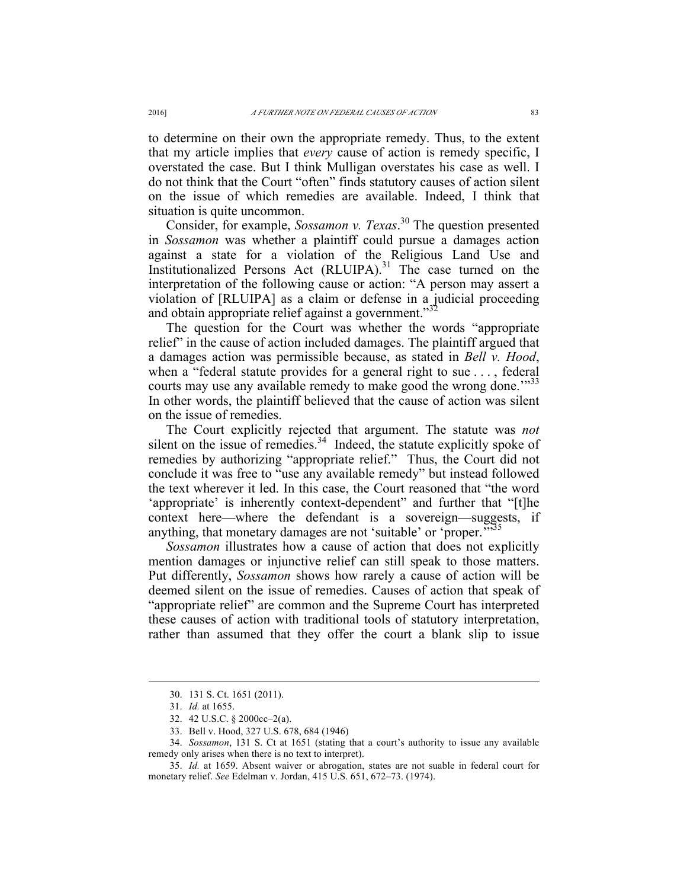to determine on their own the appropriate remedy. Thus, to the extent that my article implies that *every* cause of action is remedy specific, I overstated the case. But I think Mulligan overstates his case as well. I do not think that the Court "often" finds statutory causes of action silent on the issue of which remedies are available. Indeed, I think that situation is quite uncommon.

Consider, for example, *Sossamon v. Texas*.[30] The question presented in *Sossamon* was whether a plaintiff could pursue a damages action against a state for a violation of the Religious Land Use and Institutionalized Persons Act (RLUIPA).[31] The case turned on the interpretation of the following cause or action: "A person may assert a violation of [RLUIPA] as a claim or defense in a judicial proceeding and obtain appropriate relief against a government."[32]

The question for the Court was whether the words "appropriate relief" in the cause of action included damages. The plaintiff argued that a damages action was permissible because, as stated in *Bell v. Hood*, when a "federal statute provides for a general right to sue . . . , federal courts may use any available remedy to make good the wrong done.'"[33] In other words, the plaintiff believed that the cause of action was silent on the issue of remedies.

The Court explicitly rejected that argument. The statute was *not* silent on the issue of remedies.[34] Indeed, the statute explicitly spoke of remedies by authorizing "appropriate relief." Thus, the Court did not conclude it was free to "use any available remedy" but instead followed the text wherever it led. In this case, the Court reasoned that "the word 'appropriate' is inherently context-dependent" and further that "[t]he context here—where the defendant is a sovereign—suggests, if anything, that monetary damages are not 'suitable' or 'proper.'"[35]

*Sossamon* illustrates how a cause of action that does not explicitly mention damages or injunctive relief can still speak to those matters. Put differently, *Sossamon* shows how rarely a cause of action will be deemed silent on the issue of remedies. Causes of action that speak of "appropriate relief" are common and the Supreme Court has interpreted these causes of action with traditional tools of statutory interpretation, rather than assumed that they offer the court a blank slip to issue

---

30. 131 S. Ct. 1651 (2011).

31. *Id.* at 1655.

32. 42 U.S.C. § 2000cc–2(a).

33. Bell v. Hood, 327 U.S. 678, 684 (1946)

34. *Sossamon*, 131 S. Ct at 1651 (stating that a court's authority to issue any available remedy only arises when there is no text to interpret).

35. *Id.* at 1659. Absent waiver or abrogation, states are not suable in federal court for monetary relief. *See* Edelman v. Jordan, 415 U.S. 651, 672–73. (1974).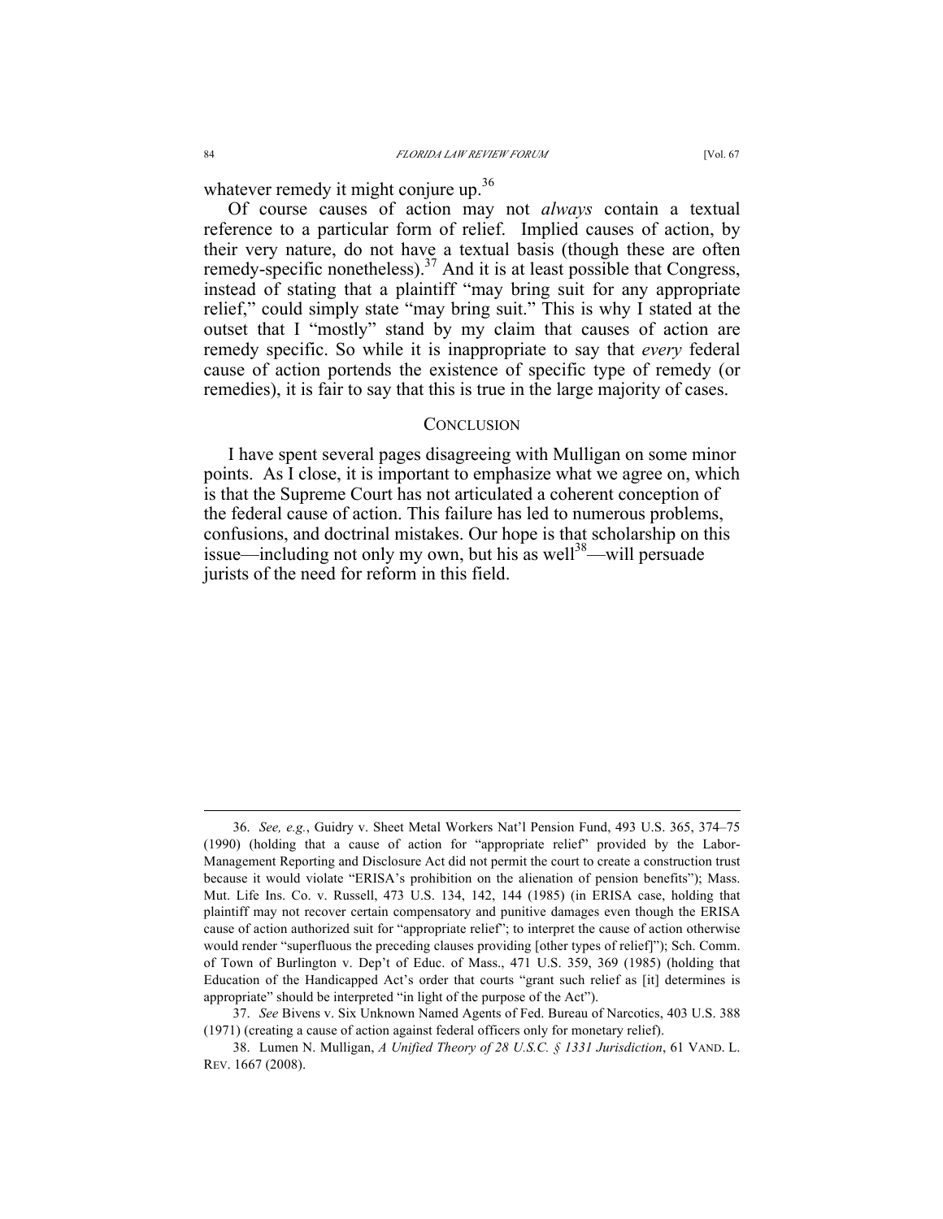whatever remedy it might conjure up.[36]

Of course causes of action may not *always* contain a textual reference to a particular form of relief. Implied causes of action, by their very nature, do not have a textual basis (though these are often remedy-specific nonetheless).[37] And it is at least possible that Congress, instead of stating that a plaintiff "may bring suit for any appropriate relief," could simply state "may bring suit." This is why I stated at the outset that I "mostly" stand by my claim that causes of action are remedy specific. So while it is inappropriate to say that *every* federal cause of action portends the existence of specific type of remedy (or remedies), it is fair to say that this is true in the large majority of cases.

## CONCLUSION

I have spent several pages disagreeing with Mulligan on some minor points. As I close, it is important to emphasize what we agree on, which is that the Supreme Court has not articulated a coherent conception of the federal cause of action. This failure has led to numerous problems, confusions, and doctrinal mistakes. Our hope is that scholarship on this issue—including not only my own, but his as well[38]—will persuade jurists of the need for reform in this field.

---

36. *See, e.g.*, Guidry v. Sheet Metal Workers Nat'l Pension Fund, 493 U.S. 365, 374–75 (1990) (holding that a cause of action for "appropriate relief" provided by the Labor-Management Reporting and Disclosure Act did not permit the court to create a construction trust because it would violate "ERISA's prohibition on the alienation of pension benefits"); Mass. Mut. Life Ins. Co. v. Russell, 473 U.S. 134, 142, 144 (1985) (in ERISA case, holding that plaintiff may not recover certain compensatory and punitive damages even though the ERISA cause of action authorized suit for "appropriate relief"; to interpret the cause of action otherwise would render "superfluous the preceding clauses providing [other types of relief]"); Sch. Comm. of Town of Burlington v. Dep't of Educ. of Mass., 471 U.S. 359, 369 (1985) (holding that Education of the Handicapped Act's order that courts "grant such relief as [it] determines is appropriate" should be interpreted "in light of the purpose of the Act").

37. *See* Bivens v. Six Unknown Named Agents of Fed. Bureau of Narcotics, 403 U.S. 388 (1971) (creating a cause of action against federal officers only for monetary relief).

38. Lumen N. Mulligan, *A Unified Theory of 28 U.S.C. § 1331 Jurisdiction*, 61 VAND. L. REV. 1667 (2008).